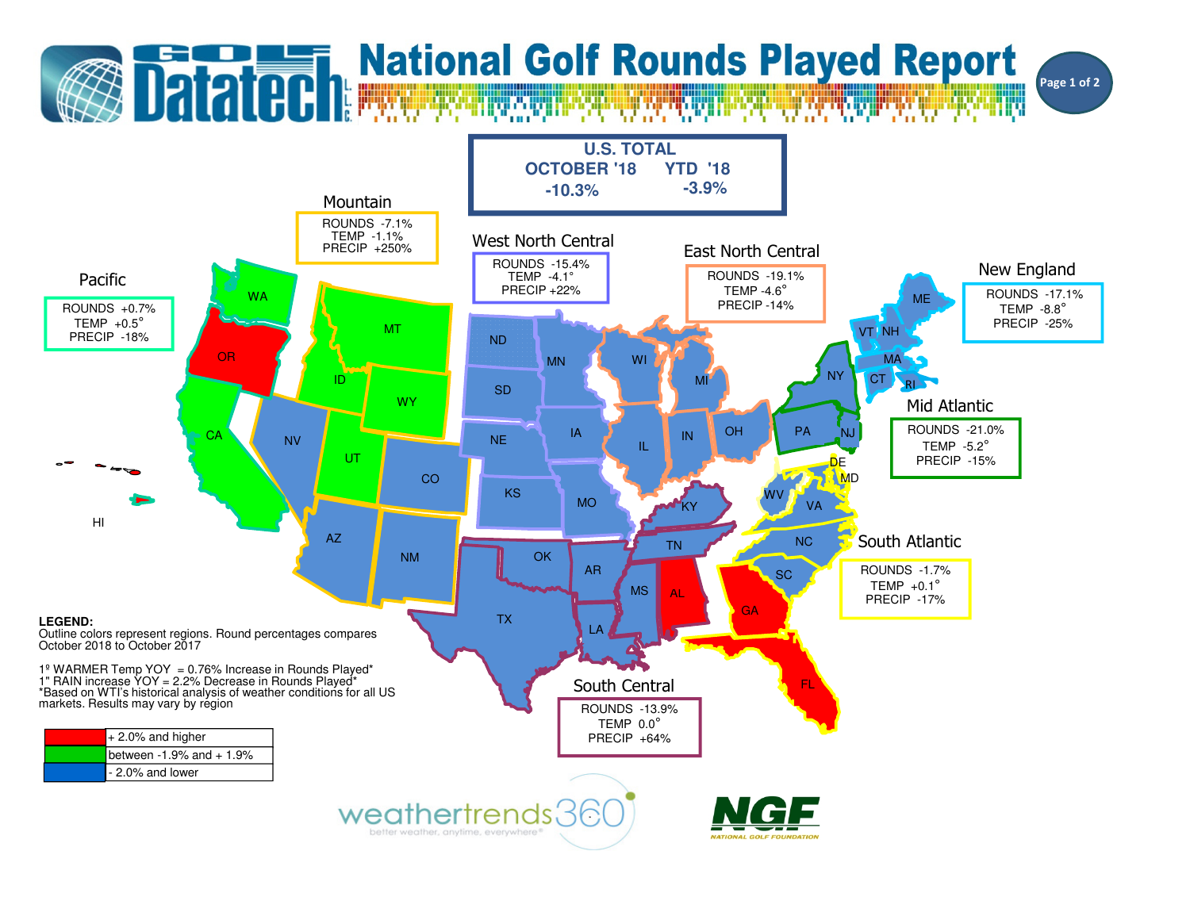# National Golf Rounds Played Report

Golf Datatech L.L.C.

## U.S. TOTAL

| OCTOBER '18 | YTD '18 |
|---|---|
| -10.3% | -3.9% |

### Mountain
ROUNDS -7.1%
TEMP -1.1%
PRECIP +250%

### West North Central
ROUNDS -15.4%
TEMP -4.1°
PRECIP +22%

### East North Central
ROUNDS -19.1%
TEMP -4.6°
PRECIP -14%

### New England
ROUNDS -17.1%
TEMP -8.8°
PRECIP -25%

### Pacific
ROUNDS +0.7%
TEMP +0.5°
PRECIP -18%

### Mid Atlantic
ROUNDS -21.0%
TEMP -5.2°
PRECIP -15%

### South Atlantic
ROUNDS -1.7%
TEMP +0.1°
PRECIP -17%

### South Central
ROUNDS -13.9%
TEMP 0.0°
PRECIP +64%

WA, OR, CA, HI, MT, ID, WY, NV, UT, CO, AZ, NM, ND, SD, NE, KS, MN, IA, MO, WI, MI, IL, IN, OH, KY, TN, OK, AR, TX, LA, MS, AL, GA, FL, SC, NC, VA, WV, MD, DE, PA, NJ, NY, CT, RI, MA, VT, NH, ME

**LEGEND:**
Outline colors represent regions. Round percentages compares October 2018 to October 2017

1º WARMER Temp YOY = 0.76% Increase in Rounds Played*
1" RAIN increase YOY = 2.2% Decrease in Rounds Played*
*Based on WTI's historical analysis of weather conditions for all US markets. Results may vary by region

| Color | Range |
|---|---|
| Red | + 2.0% and higher |
| Green | between -1.9% and + 1.9% |
| Blue | - 2.0% and lower |

weathertrends360 — better weather, anytime, everywhere®

NGF — NATIONAL GOLF FOUNDATION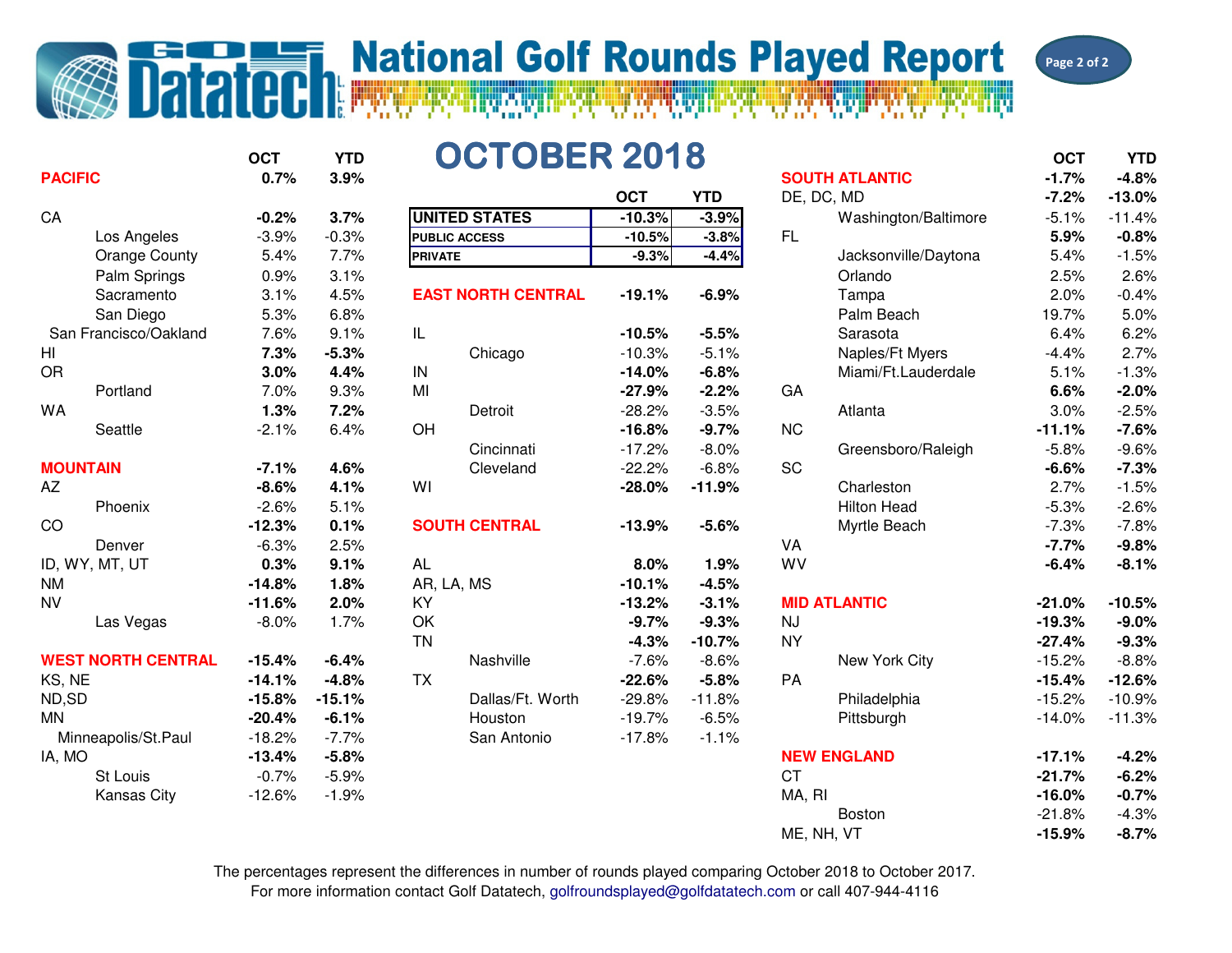# National Golf Rounds Played Report

## OCTOBER 2018

| | OCT | YTD |
|---|---|---|
| **UNITED STATES** | **-10.3%** | **-3.9%** |
| **PUBLIC ACCESS** | **-10.5%** | **-3.8%** |
| **PRIVATE** | **-9.3%** | **-4.4%** |

| | OCT | YTD |
|---|---|---|
| **PACIFIC** | **0.7%** | **3.9%** |
| CA | **-0.2%** | **3.7%** |
| Los Angeles | -3.9% | -0.3% |
| Orange County | 5.4% | 7.7% |
| Palm Springs | 0.9% | 3.1% |
| Sacramento | 3.1% | 4.5% |
| San Diego | 5.3% | 6.8% |
| San Francisco/Oakland | 7.6% | 9.1% |
| HI | **7.3%** | **-5.3%** |
| OR | **3.0%** | **4.4%** |
| Portland | 7.0% | 9.3% |
| WA | **1.3%** | **7.2%** |
| Seattle | -2.1% | 6.4% |
| **MOUNTAIN** | **-7.1%** | **4.6%** |
| AZ | **-8.6%** | **4.1%** |
| Phoenix | -2.6% | 5.1% |
| CO | **-12.3%** | **0.1%** |
| Denver | -6.3% | 2.5% |
| ID, WY, MT, UT | **0.3%** | **9.1%** |
| NM | **-14.8%** | **1.8%** |
| NV | **-11.6%** | **2.0%** |
| Las Vegas | -8.0% | 1.7% |
| **WEST NORTH CENTRAL** | **-15.4%** | **-6.4%** |
| KS, NE | **-14.1%** | **-4.8%** |
| ND,SD | **-15.8%** | **-15.1%** |
| MN | **-20.4%** | **-6.1%** |
| Minneapolis/St.Paul | -18.2% | -7.7% |
| IA, MO | **-13.4%** | **-5.8%** |
| St Louis | -0.7% | -5.9% |
| Kansas City | -12.6% | -1.9% |

| | OCT | YTD |
|---|---|---|
| **EAST NORTH CENTRAL** | **-19.1%** | **-6.9%** |
| IL | **-10.5%** | **-5.5%** |
| Chicago | -10.3% | -5.1% |
| IN | **-14.0%** | **-6.8%** |
| MI | **-27.9%** | **-2.2%** |
| Detroit | -28.2% | -3.5% |
| OH | **-16.8%** | **-9.7%** |
| Cincinnati | -17.2% | -8.0% |
| Cleveland | -22.2% | -6.8% |
| WI | **-28.0%** | **-11.9%** |
| **SOUTH CENTRAL** | **-13.9%** | **-5.6%** |
| AL | **8.0%** | **1.9%** |
| AR, LA, MS | **-10.1%** | **-4.5%** |
| KY | **-13.2%** | **-3.1%** |
| OK | **-9.7%** | **-9.3%** |
| TN | **-4.3%** | **-10.7%** |
| Nashville | -7.6% | -8.6% |
| TX | **-22.6%** | **-5.8%** |
| Dallas/Ft. Worth | -29.8% | -11.8% |
| Houston | -19.7% | -6.5% |
| San Antonio | -17.8% | -1.1% |

| | OCT | YTD |
|---|---|---|
| **SOUTH ATLANTIC** | **-1.7%** | **-4.8%** |
| DE, DC, MD | **-7.2%** | **-13.0%** |
| Washington/Baltimore | -5.1% | -11.4% |
| FL | **5.9%** | **-0.8%** |
| Jacksonville/Daytona | 5.4% | -1.5% |
| Orlando | 2.5% | 2.6% |
| Tampa | 2.0% | -0.4% |
| Palm Beach | 19.7% | 5.0% |
| Sarasota | 6.4% | 6.2% |
| Naples/Ft Myers | -4.4% | 2.7% |
| Miami/Ft.Lauderdale | 5.1% | -1.3% |
| GA | **6.6%** | **-2.0%** |
| Atlanta | 3.0% | -2.5% |
| NC | **-11.1%** | **-7.6%** |
| Greensboro/Raleigh | -5.8% | -9.6% |
| SC | **-6.6%** | **-7.3%** |
| Charleston | 2.7% | -1.5% |
| Hilton Head | -5.3% | -2.6% |
| Myrtle Beach | -7.3% | -7.8% |
| VA | **-7.7%** | **-9.8%** |
| WV | **-6.4%** | **-8.1%** |
| **MID ATLANTIC** | **-21.0%** | **-10.5%** |
| NJ | **-19.3%** | **-9.0%** |
| NY | **-27.4%** | **-9.3%** |
| New York City | -15.2% | -8.8% |
| PA | **-15.4%** | **-12.6%** |
| Philadelphia | -15.2% | -10.9% |
| Pittsburgh | -14.0% | -11.3% |
| **NEW ENGLAND** | **-17.1%** | **-4.2%** |
| CT | **-21.7%** | **-6.2%** |
| MA, RI | **-16.0%** | **-0.7%** |
| Boston | -21.8% | -4.3% |
| ME, NH, VT | **-15.9%** | **-8.7%** |

The percentages represent the differences in number of rounds played comparing October 2018 to October 2017.
For more information contact Golf Datatech, golfroundsplayed@golfdatatech.com or call 407-944-4116